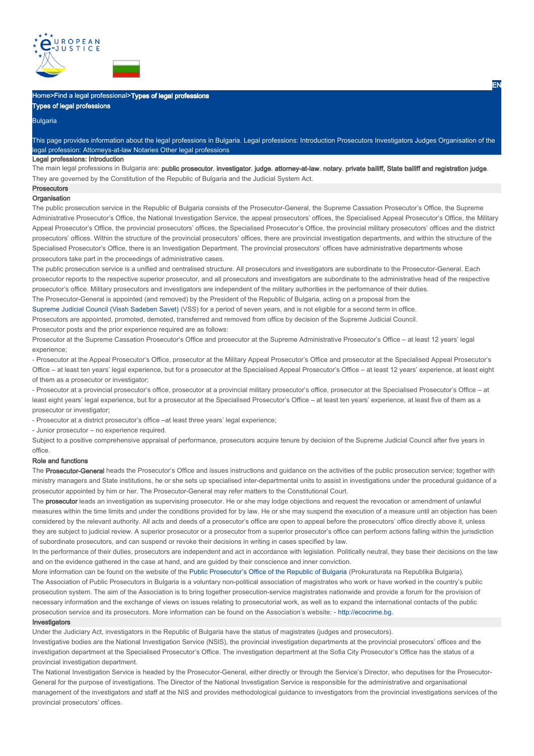Home>Find a legal professional>**Types of legal professions**

# Types of legal professions

Bulgaria

This page provides information about the legal professions in Bulgaria. Legal professions: Introduction Prosecutors Investigators Judges Organisation of the legal profession: Attorneys-at-law Notaries Other legal professions

## Legal professions: Introduction

The main legal professions in Bulgaria are: **public prosecutor**, **investigator**, **judge**, **attorney-at-law**, **notary**, **private bailiff, State bailiff and registration judge**. They are governed by the Constitution of the Republic of Bulgaria and the Judicial System Act.

## Prosecutors

### Organisation

The public prosecution service in the Republic of Bulgaria consists of the Prosecutor-General, the Supreme Cassation Prosecutor's Office, the Supreme Administrative Prosecutor's Office, the National Investigation Service, the appeal prosecutors' offices, the Specialised Appeal Prosecutor's Office, the Military Appeal Prosecutor's Office, the provincial prosecutors' offices, the Specialised Prosecutor's Office, the provincial military prosecutors' offices and the district prosecutors' offices. Within the structure of the provincial prosecutors' offices, there are provincial investigation departments, and within the structure of the Specialised Prosecutor's Office, there is an Investigation Department. The provincial prosecutors' offices have administrative departments whose prosecutors take part in the proceedings of administrative cases.

The public prosecution service is a unified and centralised structure. All prosecutors and investigators are subordinate to the Prosecutor-General. Each prosecutor reports to the respective superior prosecutor, and all prosecutors and investigators are subordinate to the administrative head of the respective prosecutor's office. Military prosecutors and investigators are independent of the military authorities in the performance of their duties.

The Prosecutor-General is appointed (and removed) by the President of the Republic of Bulgaria, acting on a proposal from the Supreme Judicial Council (Vissh Sadeben Savet) (VSS) for a period of seven years, and is not eligible for a second term in office.

Prosecutors are appointed, promoted, demoted, transferred and removed from office by decision of the Supreme Judicial Council.

Prosecutor posts and the prior experience required are as follows:

Prosecutor at the Supreme Cassation Prosecutor's Office and prosecutor at the Supreme Administrative Prosecutor's Office – at least 12 years' legal experience;

- Prosecutor at the Appeal Prosecutor's Office, prosecutor at the Military Appeal Prosecutor's Office and prosecutor at the Specialised Appeal Prosecutor's Office – at least ten years' legal experience, but for a prosecutor at the Specialised Appeal Prosecutor's Office – at least 12 years' experience, at least eight of them as a prosecutor or investigator;
- Prosecutor at a provincial prosecutor's office, prosecutor at a provincial military prosecutor's office, prosecutor at the Specialised Prosecutor's Office – at least eight years' legal experience, but for a prosecutor at the Specialised Prosecutor's Office – at least ten years' experience, at least five of them as a prosecutor or investigator;
- Prosecutor at a district prosecutor's office –at least three years' legal experience;
- Junior prosecutor – no experience required.

Subject to a positive comprehensive appraisal of performance, prosecutors acquire tenure by decision of the Supreme Judicial Council after five years in office.

### Role and functions

The **Prosecutor-General** heads the Prosecutor's Office and issues instructions and guidance on the activities of the public prosecution service; together with ministry managers and State institutions, he or she sets up specialised inter-departmental units to assist in investigations under the procedural guidance of a prosecutor appointed by him or her. The Prosecutor-General may refer matters to the Constitutional Court.

The **prosecutor** leads an investigation as supervising prosecutor. He or she may lodge objections and request the revocation or amendment of unlawful measures within the time limits and under the conditions provided for by law. He or she may suspend the execution of a measure until an objection has been considered by the relevant authority. All acts and deeds of a prosecutor's office are open to appeal before the prosecutors' office directly above it, unless they are subject to judicial review. A superior prosecutor or a prosecutor from a superior prosecutor's office can perform actions falling within the jurisdiction of subordinate prosecutors, and can suspend or revoke their decisions in writing in cases specified by law.

In the performance of their duties, prosecutors are independent and act in accordance with legislation. Politically neutral, they base their decisions on the law and on the evidence gathered in the case at hand, and are guided by their conscience and inner conviction.

More information can be found on the website of the Public Prosecutor's Office of the Republic of Bulgaria (Prokuraturata na Republika Bulgaria).

The Association of Public Prosecutors in Bulgaria is a voluntary non-political association of magistrates who work or have worked in the country's public prosecution system. The aim of the Association is to bring together prosecution-service magistrates nationwide and provide a forum for the provision of necessary information and the exchange of views on issues relating to prosecutorial work, as well as to expand the international contacts of the public prosecution service and its prosecutors. More information can be found on the Association's website: - http://ecocrime.bg.

## Investigators

Under the Judiciary Act, investigators in the Republic of Bulgaria have the status of magistrates (judges and prosecutors).

Investigative bodies are the National Investigation Service (NSIS), the provincial investigation departments at the provincial prosecutors' offices and the investigation department at the Specialised Prosecutor's Office. The investigation department at the Sofia City Prosecutor's Office has the status of a provincial investigation department.

The National Investigation Service is headed by the Prosecutor-General, either directly or through the Service's Director, who deputises for the Prosecutor-General for the purpose of investigations. The Director of the National Investigation Service is responsible for the administrative and organisational management of the investigators and staff at the NIS and provides methodological guidance to investigators from the provincial investigations services of the provincial prosecutors' offices.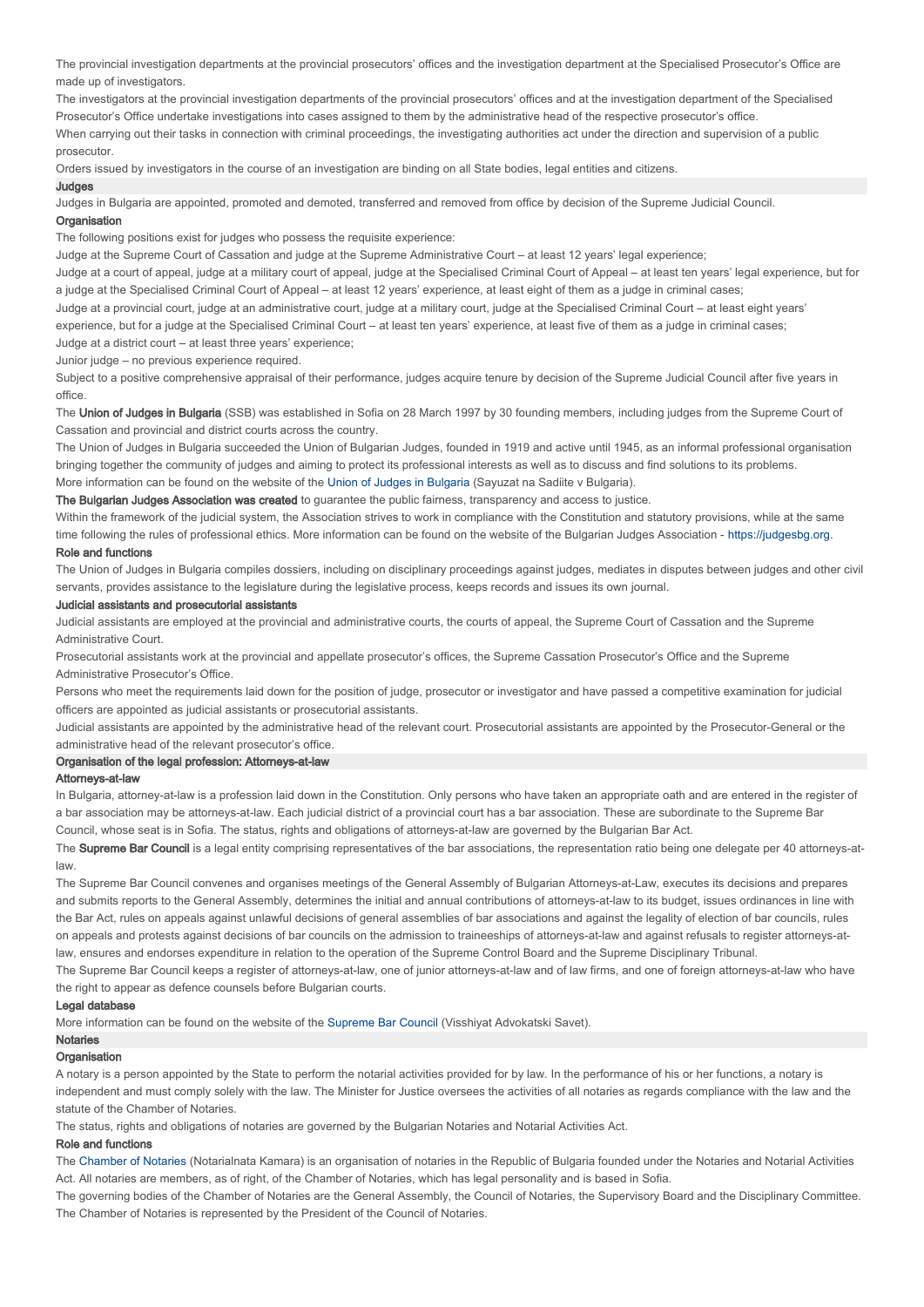The provincial investigation departments at the provincial prosecutors' offices and the investigation department at the Specialised Prosecutor's Office are made up of investigators.

The investigators at the provincial investigation departments of the provincial prosecutors' offices and at the investigation department of the Specialised Prosecutor's Office undertake investigations into cases assigned to them by the administrative head of the respective prosecutor's office.

When carrying out their tasks in connection with criminal proceedings, the investigating authorities act under the direction and supervision of a public prosecutor.

Orders issued by investigators in the course of an investigation are binding on all State bodies, legal entities and citizens.

## Judges

Judges in Bulgaria are appointed, promoted and demoted, transferred and removed from office by decision of the Supreme Judicial Council.

### Organisation

The following positions exist for judges who possess the requisite experience:

Judge at the Supreme Court of Cassation and judge at the Supreme Administrative Court – at least 12 years' legal experience;

Judge at a court of appeal, judge at a military court of appeal, judge at the Specialised Criminal Court of Appeal – at least ten years' legal experience, but for a judge at the Specialised Criminal Court of Appeal – at least 12 years' experience, at least eight of them as a judge in criminal cases;

Judge at a provincial court, judge at an administrative court, judge at a military court, judge at the Specialised Criminal Court – at least eight years' experience, but for a judge at the Specialised Criminal Court – at least ten years' experience, at least five of them as a judge in criminal cases;

Judge at a district court – at least three years' experience;

Junior judge – no previous experience required.

Subject to a positive comprehensive appraisal of their performance, judges acquire tenure by decision of the Supreme Judicial Council after five years in office.

The **Union of Judges in Bulgaria** (SSB) was established in Sofia on 28 March 1997 by 30 founding members, including judges from the Supreme Court of Cassation and provincial and district courts across the country.

The Union of Judges in Bulgaria succeeded the Union of Bulgarian Judges, founded in 1919 and active until 1945, as an informal professional organisation bringing together the community of judges and aiming to protect its professional interests as well as to discuss and find solutions to its problems.

More information can be found on the website of the Union of Judges in Bulgaria (Sayuzat na Sadiite v Bulgaria).

**The Bulgarian Judges Association was created** to guarantee the public fairness, transparency and access to justice.

Within the framework of the judicial system, the Association strives to work in compliance with the Constitution and statutory provisions, while at the same time following the rules of professional ethics. More information can be found on the website of the Bulgarian Judges Association - https://judgesbg.org.

### Role and functions

The Union of Judges in Bulgaria compiles dossiers, including on disciplinary proceedings against judges, mediates in disputes between judges and other civil servants, provides assistance to the legislature during the legislative process, keeps records and issues its own journal.

### Judicial assistants and prosecutorial assistants

Judicial assistants are employed at the provincial and administrative courts, the courts of appeal, the Supreme Court of Cassation and the Supreme Administrative Court.

Prosecutorial assistants work at the provincial and appellate prosecutor's offices, the Supreme Cassation Prosecutor's Office and the Supreme Administrative Prosecutor's Office.

Persons who meet the requirements laid down for the position of judge, prosecutor or investigator and have passed a competitive examination for judicial officers are appointed as judicial assistants or prosecutorial assistants.

Judicial assistants are appointed by the administrative head of the relevant court. Prosecutorial assistants are appointed by the Prosecutor-General or the administrative head of the relevant prosecutor's office.

## Organisation of the legal profession: Attorneys-at-law

### Attorneys-at-law

In Bulgaria, attorney-at-law is a profession laid down in the Constitution. Only persons who have taken an appropriate oath and are entered in the register of a bar association may be attorneys-at-law. Each judicial district of a provincial court has a bar association. These are subordinate to the Supreme Bar Council, whose seat is in Sofia. The status, rights and obligations of attorneys-at-law are governed by the Bulgarian Bar Act.

The **Supreme Bar Council** is a legal entity comprising representatives of the bar associations, the representation ratio being one delegate per 40 attorneys-at-law.

The Supreme Bar Council convenes and organises meetings of the General Assembly of Bulgarian Attorneys-at-Law, executes its decisions and prepares and submits reports to the General Assembly, determines the initial and annual contributions of attorneys-at-law to its budget, issues ordinances in line with the Bar Act, rules on appeals against unlawful decisions of general assemblies of bar associations and against the legality of election of bar councils, rules on appeals and protests against decisions of bar councils on the admission to traineeships of attorneys-at-law and against refusals to register attorneys-at-law, ensures and endorses expenditure in relation to the operation of the Supreme Control Board and the Supreme Disciplinary Tribunal.

The Supreme Bar Council keeps a register of attorneys-at-law, one of junior attorneys-at-law and of law firms, and one of foreign attorneys-at-law who have the right to appear as defence counsels before Bulgarian courts.

### Legal database

More information can be found on the website of the Supreme Bar Council (Visshiyat Advokatski Savet).

## Notaries

### Organisation

A notary is a person appointed by the State to perform the notarial activities provided for by law. In the performance of his or her functions, a notary is independent and must comply solely with the law. The Minister for Justice oversees the activities of all notaries as regards compliance with the law and the statute of the Chamber of Notaries.

The status, rights and obligations of notaries are governed by the Bulgarian Notaries and Notarial Activities Act.

### Role and functions

The Chamber of Notaries (Notarialnata Kamara) is an organisation of notaries in the Republic of Bulgaria founded under the Notaries and Notarial Activities Act. All notaries are members, as of right, of the Chamber of Notaries, which has legal personality and is based in Sofia.

The governing bodies of the Chamber of Notaries are the General Assembly, the Council of Notaries, the Supervisory Board and the Disciplinary Committee. The Chamber of Notaries is represented by the President of the Council of Notaries.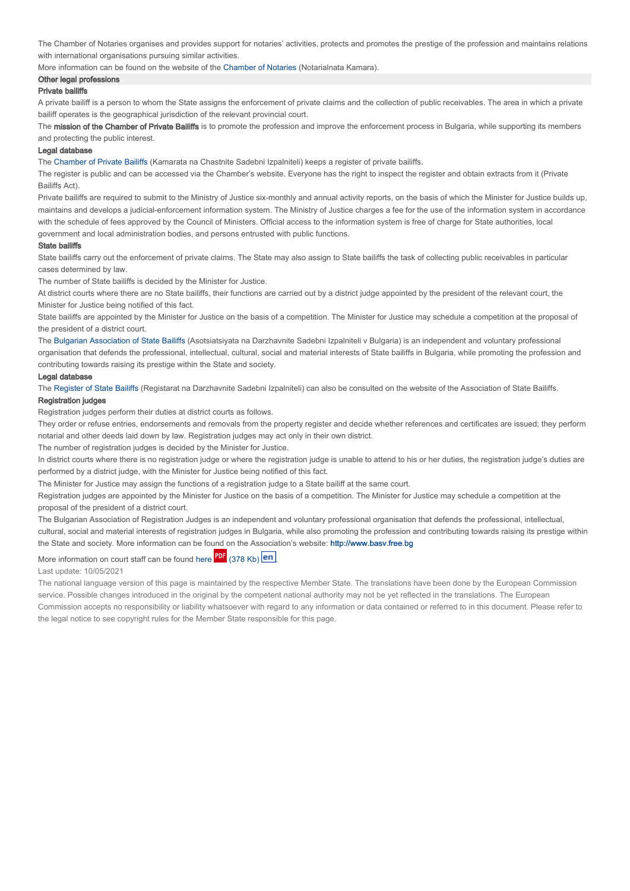The Chamber of Notaries organises and provides support for notaries' activities, protects and promotes the prestige of the profession and maintains relations with international organisations pursuing similar activities.

More information can be found on the website of the Chamber of Notaries (Notarialnata Kamara).

## Other legal professions

### Private bailiffs

A private bailiff is a person to whom the State assigns the enforcement of private claims and the collection of public receivables. The area in which a private bailiff operates is the geographical jurisdiction of the relevant provincial court.

The **mission of the Chamber of Private Bailiffs** is to promote the profession and improve the enforcement process in Bulgaria, while supporting its members and protecting the public interest.

### Legal database

The Chamber of Private Bailiffs (Kamarata na Chastnite Sadebni Izpalniteli) keeps a register of private bailiffs.

The register is public and can be accessed via the Chamber's website. Everyone has the right to inspect the register and obtain extracts from it (Private Bailiffs Act).

Private bailiffs are required to submit to the Ministry of Justice six-monthly and annual activity reports, on the basis of which the Minister for Justice builds up, maintains and develops a judicial-enforcement information system. The Ministry of Justice charges a fee for the use of the information system in accordance with the schedule of fees approved by the Council of Ministers. Official access to the information system is free of charge for State authorities, local government and local administration bodies, and persons entrusted with public functions.

### State bailiffs

State bailiffs carry out the enforcement of private claims. The State may also assign to State bailiffs the task of collecting public receivables in particular cases determined by law.

The number of State bailiffs is decided by the Minister for Justice.

At district courts where there are no State bailiffs, their functions are carried out by a district judge appointed by the president of the relevant court, the Minister for Justice being notified of this fact.

State bailiffs are appointed by the Minister for Justice on the basis of a competition. The Minister for Justice may schedule a competition at the proposal of the president of a district court.

The Bulgarian Association of State Bailiffs (Asotsiatsiyata na Darzhavnite Sadebni Izpalniteli v Bulgaria) is an independent and voluntary professional organisation that defends the professional, intellectual, cultural, social and material interests of State bailiffs in Bulgaria, while promoting the profession and contributing towards raising its prestige within the State and society.

### Legal database

The Register of State Bailiffs (Registarat na Darzhavnite Sadebni Izpalniteli) can also be consulted on the website of the Association of State Bailiffs.

### Registration judges

Registration judges perform their duties at district courts as follows.

They order or refuse entries, endorsements and removals from the property register and decide whether references and certificates are issued; they perform notarial and other deeds laid down by law. Registration judges may act only in their own district.

The number of registration judges is decided by the Minister for Justice.

In district courts where there is no registration judge or where the registration judge is unable to attend to his or her duties, the registration judge's duties are performed by a district judge, with the Minister for Justice being notified of this fact.

The Minister for Justice may assign the functions of a registration judge to a State bailiff at the same court.

Registration judges are appointed by the Minister for Justice on the basis of a competition. The Minister for Justice may schedule a competition at the proposal of the president of a district court.

The Bulgarian Association of Registration Judges is an independent and voluntary professional organisation that defends the professional, intellectual, cultural, social and material interests of registration judges in Bulgaria, while also promoting the profession and contributing towards raising its prestige within the State and society. More information can be found on the Association's website: http://www.basv.free.bg

More information on court staff can be found here PDF (378 Kb) en.

Last update: 10/05/2021

The national language version of this page is maintained by the respective Member State. The translations have been done by the European Commission service. Possible changes introduced in the original by the competent national authority may not be yet reflected in the translations. The European Commission accepts no responsibility or liability whatsoever with regard to any information or data contained or referred to in this document. Please refer to the legal notice to see copyright rules for the Member State responsible for this page.